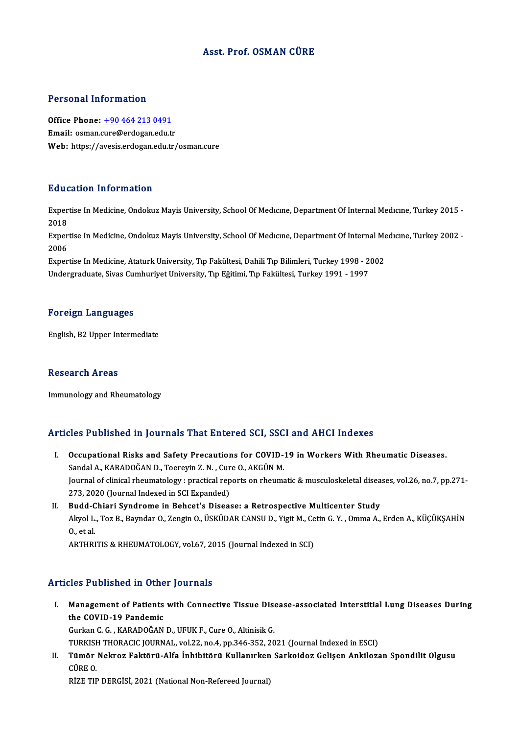# Asst. Prof. OSMAN CÜRE

## Personal Information

**Office Phone:** +90 464 213 0491
**Email:** osman.cure@erdogan.edu.tr
**Web:** https://avesis.erdogan.edu.tr/osman.cure

## Education Information

Expertise In Medicine, Ondokuz Mayis University, School Of Medıcıne, Department Of Internal Medıcıne, Turkey 2015 - 2018
Expertise In Medicine, Ondokuz Mayis University, School Of Medıcıne, Department Of Internal Medıcıne, Turkey 2002 - 2006
Expertise In Medicine, Ataturk University, Tıp Fakültesi, Dahili Tıp Bilimleri, Turkey 1998 - 2002
Undergraduate, Sivas Cumhuriyet University, Tıp Eğitimi, Tıp Fakültesi, Turkey 1991 - 1997

## Foreign Languages

English, B2 Upper Intermediate

## Research Areas

Immunology and Rheumatology

## Articles Published in Journals That Entered SCI, SSCI and AHCI Indexes

I. **Occupational Risks and Safety Precautions for COVID-19 in Workers With Rheumatic Diseases.**
Sandal A., KARADOĞAN D., Toereyin Z. N. , Cure O., AKGÜN M.
Journal of clinical rheumatology : practical reports on rheumatic & musculoskeletal diseases, vol.26, no.7, pp.271-273, 2020 (Journal Indexed in SCI Expanded)

II. **Budd-Chiari Syndrome in Behcet's Disease: a Retrospective Multicenter Study**
Akyol L., Toz B., Bayndar O., Zengin O., ÜSKÜDAR CANSU D., Yigit M., Cetin G. Y. , Omma A., Erden A., KÜÇÜKŞAHİN O., et al.
ARTHRITIS & RHEUMATOLOGY, vol.67, 2015 (Journal Indexed in SCI)

## Articles Published in Other Journals

I. **Management of Patients with Connective Tissue Disease-associated Interstitial Lung Diseases During the COVID-19 Pandemic**
Gurkan C. G. , KARADOĞAN D., UFUK F., Cure O., Altinisik G.
TURKISH THORACIC JOURNAL, vol.22, no.4, pp.346-352, 2021 (Journal Indexed in ESCI)

II. **Tümör Nekroz Faktörü-Alfa İnhibitörü Kullanırken Sarkoidoz Gelişen Ankilozan Spondilit Olgusu**
CÜRE O.
RİZE TIP DERGİSİ, 2021 (National Non-Refereed Journal)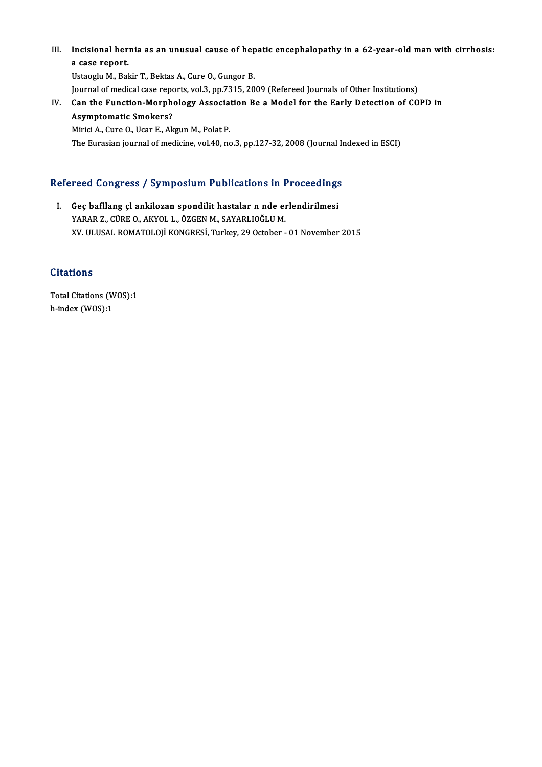III. **Incisional hernia as an unusual cause of hepatic encephalopathy in a 62-year-old man with cirrhosis: a case report.**
Ustaoglu M., Bakir T., Bektas A., Cure O., Gungor B.
Journal of medical case reports, vol.3, pp.7315, 2009 (Refereed Journals of Other Institutions)

IV. **Can the Function-Morphology Association Be a Model for the Early Detection of COPD in Asymptomatic Smokers?**
Mirici A., Cure O., Ucar E., Akgun M., Polat P.
The Eurasian journal of medicine, vol.40, no.3, pp.127-32, 2008 (Journal Indexed in ESCI)

## Refereed Congress / Symposium Publications in Proceedings

I. **Geç bafllang çl ankilozan spondilit hastalar n nde erlendirilmesi**
YARAR Z., CÜRE O., AKYOL L., ÖZGEN M., SAYARLIOĞLU M.
XV. ULUSAL ROMATOLOJİ KONGRESİ, Turkey, 29 October - 01 November 2015

## Citations

Total Citations (WOS):1
h-index (WOS):1